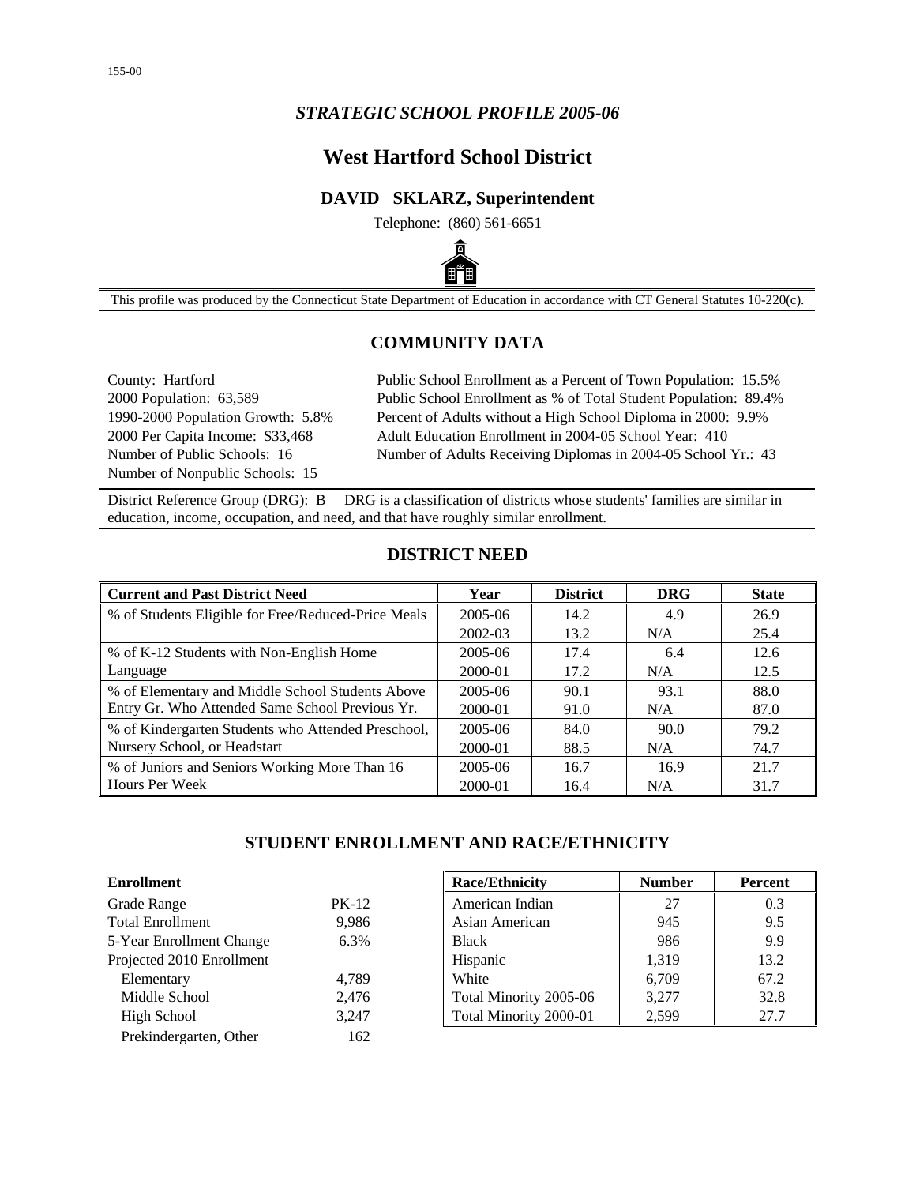155-00

*STRATEGIC SCHOOL PROFILE 2005-06*

# West Hartford School District

## DAVID SKLARZ, Superintendent

Telephone: (860) 561-6651

This profile was produced by the Connecticut State Department of Education in accordance with CT General Statutes 10-220(c).

## COMMUNITY DATA

County: Hartford
2000 Population: 63,589
1990-2000 Population Growth: 5.8%
2000 Per Capita Income: $33,468
Number of Public Schools: 16
Number of Nonpublic Schools: 15

Public School Enrollment as a Percent of Town Population: 15.5%
Public School Enrollment as % of Total Student Population: 89.4%
Percent of Adults without a High School Diploma in 2000: 9.9%
Adult Education Enrollment in 2004-05 School Year: 410
Number of Adults Receiving Diplomas in 2004-05 School Yr.: 43

District Reference Group (DRG): B DRG is a classification of districts whose students' families are similar in education, income, occupation, and need, and that have roughly similar enrollment.

## DISTRICT NEED

| Current and Past District Need | Year | District | DRG | State |
|---|---|---|---|---|
| % of Students Eligible for Free/Reduced-Price Meals | 2005-06 | 14.2 | 4.9 | 26.9 |
| | 2002-03 | 13.2 | N/A | 25.4 |
| % of K-12 Students with Non-English Home Language | 2005-06 | 17.4 | 6.4 | 12.6 |
| | 2000-01 | 17.2 | N/A | 12.5 |
| % of Elementary and Middle School Students Above Entry Gr. Who Attended Same School Previous Yr. | 2005-06 | 90.1 | 93.1 | 88.0 |
| | 2000-01 | 91.0 | N/A | 87.0 |
| % of Kindergarten Students who Attended Preschool, Nursery School, or Headstart | 2005-06 | 84.0 | 90.0 | 79.2 |
| | 2000-01 | 88.5 | N/A | 74.7 |
| % of Juniors and Seniors Working More Than 16 Hours Per Week | 2005-06 | 16.7 | 16.9 | 21.7 |
| | 2000-01 | 16.4 | N/A | 31.7 |

## STUDENT ENROLLMENT AND RACE/ETHNICITY

| Enrollment | |
|---|---|
| Grade Range | PK-12 |
| Total Enrollment | 9,986 |
| 5-Year Enrollment Change | 6.3% |
| Projected 2010 Enrollment | |
| Elementary | 4,789 |
| Middle School | 2,476 |
| High School | 3,247 |
| Prekindergarten, Other | 162 |

| Race/Ethnicity | Number | Percent |
|---|---|---|
| American Indian | 27 | 0.3 |
| Asian American | 945 | 9.5 |
| Black | 986 | 9.9 |
| Hispanic | 1,319 | 13.2 |
| White | 6,709 | 67.2 |
| Total Minority 2005-06 | 3,277 | 32.8 |
| Total Minority 2000-01 | 2,599 | 27.7 |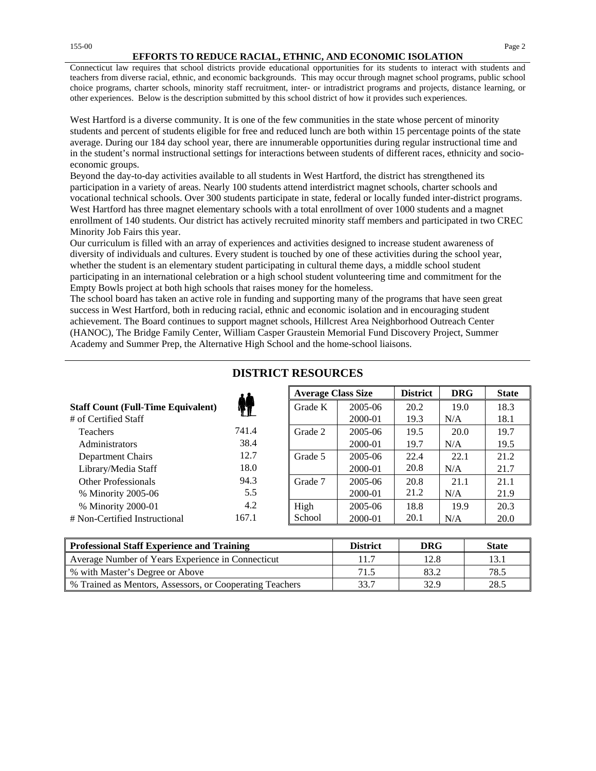## EFFORTS TO REDUCE RACIAL, ETHNIC, AND ECONOMIC ISOLATION

Connecticut law requires that school districts provide educational opportunities for its students to interact with students and teachers from diverse racial, ethnic, and economic backgrounds. This may occur through magnet school programs, public school choice programs, charter schools, minority staff recruitment, inter- or intradistrict programs and projects, distance learning, or other experiences. Below is the description submitted by this school district of how it provides such experiences.

West Hartford is a diverse community. It is one of the few communities in the state whose percent of minority students and percent of students eligible for free and reduced lunch are both within 15 percentage points of the state average. During our 184 day school year, there are innumerable opportunities during regular instructional time and in the student's normal instructional settings for interactions between students of different races, ethnicity and socio-economic groups.

Beyond the day-to-day activities available to all students in West Hartford, the district has strengthened its participation in a variety of areas. Nearly 100 students attend interdistrict magnet schools, charter schools and vocational technical schools. Over 300 students participate in state, federal or locally funded inter-district programs. West Hartford has three magnet elementary schools with a total enrollment of over 1000 students and a magnet enrollment of 140 students. Our district has actively recruited minority staff members and participated in two CREC Minority Job Fairs this year.

Our curriculum is filled with an array of experiences and activities designed to increase student awareness of diversity of individuals and cultures. Every student is touched by one of these activities during the school year, whether the student is an elementary student participating in cultural theme days, a middle school student participating in an international celebration or a high school student volunteering time and commitment for the Empty Bowls project at both high schools that raises money for the homeless.

The school board has taken an active role in funding and supporting many of the programs that have seen great success in West Hartford, both in reducing racial, ethnic and economic isolation and in encouraging student achievement. The Board continues to support magnet schools, Hillcrest Area Neighborhood Outreach Center (HANOC), The Bridge Family Center, William Casper Graustein Memorial Fund Discovery Project, Summer Academy and Summer Prep, the Alternative High School and the home-school liaisons.

## DISTRICT RESOURCES

| Staff Count (Full-Time Equivalent) | |
|---|---|
| # of Certified Staff | |
| Teachers | 741.4 |
| Administrators | 38.4 |
| Department Chairs | 12.7 |
| Library/Media Staff | 18.0 |
| Other Professionals | 94.3 |
| % Minority 2005-06 | 5.5 |
| % Minority 2000-01 | 4.2 |
| # Non-Certified Instructional | 167.1 |

| Average Class Size | | District | DRG | State |
|---|---|---|---|---|
| Grade K | 2005-06 | 20.2 | 19.0 | 18.3 |
| | 2000-01 | 19.3 | N/A | 18.1 |
| Grade 2 | 2005-06 | 19.5 | 20.0 | 19.7 |
| | 2000-01 | 19.7 | N/A | 19.5 |
| Grade 5 | 2005-06 | 22.4 | 22.1 | 21.2 |
| | 2000-01 | 20.8 | N/A | 21.7 |
| Grade 7 | 2005-06 | 20.8 | 21.1 | 21.1 |
| | 2000-01 | 21.2 | N/A | 21.9 |
| High School | 2005-06 | 18.8 | 19.9 | 20.3 |
| | 2000-01 | 20.1 | N/A | 20.0 |

| Professional Staff Experience and Training | District | DRG | State |
|---|---|---|---|
| Average Number of Years Experience in Connecticut | 11.7 | 12.8 | 13.1 |
| % with Master's Degree or Above | 71.5 | 83.2 | 78.5 |
| % Trained as Mentors, Assessors, or Cooperating Teachers | 33.7 | 32.9 | 28.5 |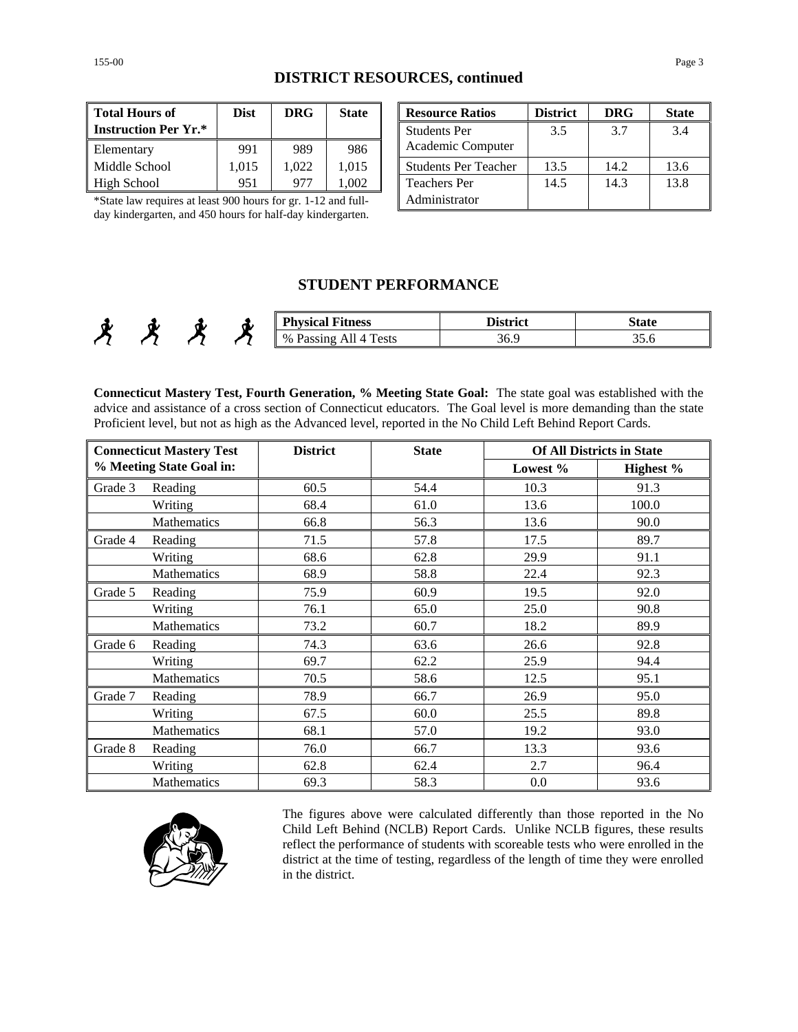## DISTRICT RESOURCES, continued

| Total Hours of Instruction Per Yr.* | Dist | DRG | State |
|---|---|---|---|
| Elementary | 991 | 989 | 986 |
| Middle School | 1,015 | 1,022 | 1,015 |
| High School | 951 | 977 | 1,002 |

*State law requires at least 900 hours for gr. 1-12 and full-day kindergarten, and 450 hours for half-day kindergarten.

| Resource Ratios | District | DRG | State |
|---|---|---|---|
| Students Per Academic Computer | 3.5 | 3.7 | 3.4 |
| Students Per Teacher | 13.5 | 14.2 | 13.6 |
| Teachers Per Administrator | 14.5 | 14.3 | 13.8 |

## STUDENT PERFORMANCE

| Physical Fitness | District | State |
|---|---|---|
| % Passing All 4 Tests | 36.9 | 35.6 |

**Connecticut Mastery Test, Fourth Generation, % Meeting State Goal:** The state goal was established with the advice and assistance of a cross section of Connecticut educators. The Goal level is more demanding than the state Proficient level, but not as high as the Advanced level, reported in the No Child Left Behind Report Cards.

| Connecticut Mastery Test % Meeting State Goal in: | | District | State | Of All Districts in State | |
|---|---|---|---|---|---|
| | | | | Lowest % | Highest % |
| Grade 3 | Reading | 60.5 | 54.4 | 10.3 | 91.3 |
| | Writing | 68.4 | 61.0 | 13.6 | 100.0 |
| | Mathematics | 66.8 | 56.3 | 13.6 | 90.0 |
| Grade 4 | Reading | 71.5 | 57.8 | 17.5 | 89.7 |
| | Writing | 68.6 | 62.8 | 29.9 | 91.1 |
| | Mathematics | 68.9 | 58.8 | 22.4 | 92.3 |
| Grade 5 | Reading | 75.9 | 60.9 | 19.5 | 92.0 |
| | Writing | 76.1 | 65.0 | 25.0 | 90.8 |
| | Mathematics | 73.2 | 60.7 | 18.2 | 89.9 |
| Grade 6 | Reading | 74.3 | 63.6 | 26.6 | 92.8 |
| | Writing | 69.7 | 62.2 | 25.9 | 94.4 |
| | Mathematics | 70.5 | 58.6 | 12.5 | 95.1 |
| Grade 7 | Reading | 78.9 | 66.7 | 26.9 | 95.0 |
| | Writing | 67.5 | 60.0 | 25.5 | 89.8 |
| | Mathematics | 68.1 | 57.0 | 19.2 | 93.0 |
| Grade 8 | Reading | 76.0 | 66.7 | 13.3 | 93.6 |
| | Writing | 62.8 | 62.4 | 2.7 | 96.4 |
| | Mathematics | 69.3 | 58.3 | 0.0 | 93.6 |

The figures above were calculated differently than those reported in the No Child Left Behind (NCLB) Report Cards. Unlike NCLB figures, these results reflect the performance of students with scoreable tests who were enrolled in the district at the time of testing, regardless of the length of time they were enrolled in the district.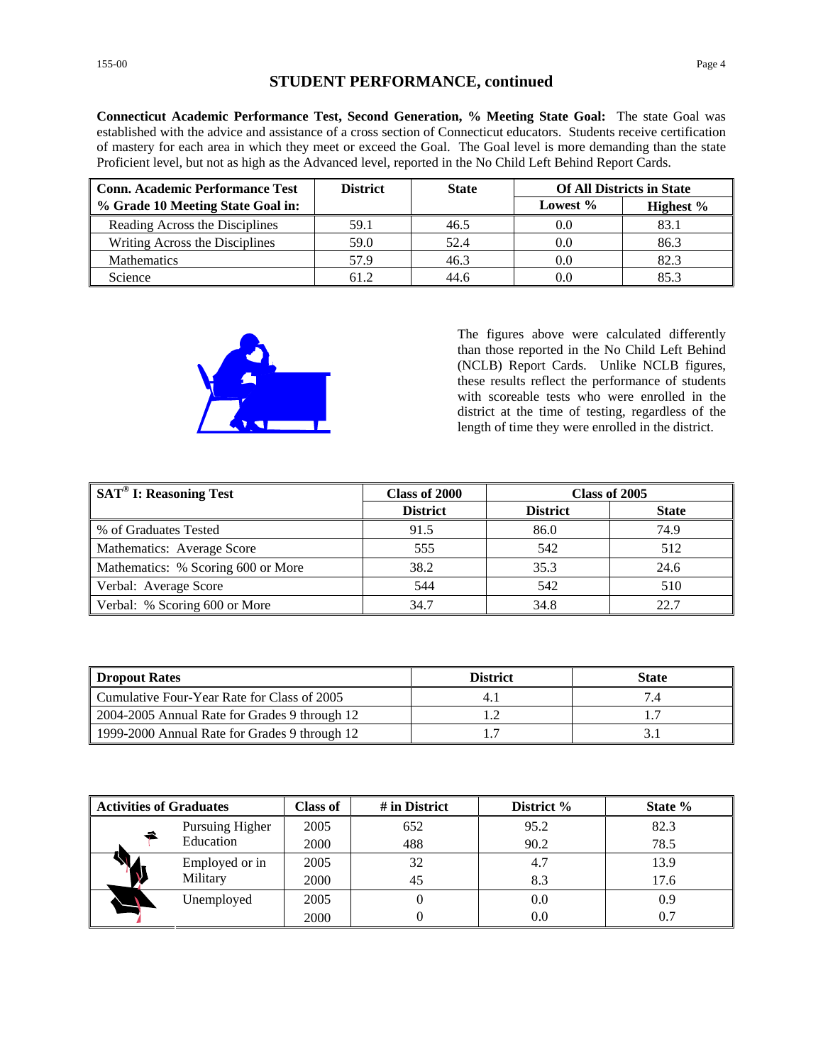## STUDENT PERFORMANCE, continued

**Connecticut Academic Performance Test, Second Generation, % Meeting State Goal:** The state Goal was established with the advice and assistance of a cross section of Connecticut educators. Students receive certification of mastery for each area in which they meet or exceed the Goal. The Goal level is more demanding than the state Proficient level, but not as high as the Advanced level, reported in the No Child Left Behind Report Cards.

| Conn. Academic Performance Test % Grade 10 Meeting State Goal in: | District | State | Of All Districts in State | |
|---|---|---|---|---|
| | | | Lowest % | Highest % |
| Reading Across the Disciplines | 59.1 | 46.5 | 0.0 | 83.1 |
| Writing Across the Disciplines | 59.0 | 52.4 | 0.0 | 86.3 |
| Mathematics | 57.9 | 46.3 | 0.0 | 82.3 |
| Science | 61.2 | 44.6 | 0.0 | 85.3 |

The figures above were calculated differently than those reported in the No Child Left Behind (NCLB) Report Cards. Unlike NCLB figures, these results reflect the performance of students with scoreable tests who were enrolled in the district at the time of testing, regardless of the length of time they were enrolled in the district.

| SAT® I: Reasoning Test | Class of 2000 | Class of 2005 | |
|---|---|---|---|
| | District | District | State |
| % of Graduates Tested | 91.5 | 86.0 | 74.9 |
| Mathematics: Average Score | 555 | 542 | 512 |
| Mathematics: % Scoring 600 or More | 38.2 | 35.3 | 24.6 |
| Verbal: Average Score | 544 | 542 | 510 |
| Verbal: % Scoring 600 or More | 34.7 | 34.8 | 22.7 |

| Dropout Rates | District | State |
|---|---|---|
| Cumulative Four-Year Rate for Class of 2005 | 4.1 | 7.4 |
| 2004-2005 Annual Rate for Grades 9 through 12 | 1.2 | 1.7 |
| 1999-2000 Annual Rate for Grades 9 through 12 | 1.7 | 3.1 |

| Activities of Graduates | Class of | # in District | District % | State % |
|---|---|---|---|---|
| Pursuing Higher Education | 2005 | 652 | 95.2 | 82.3 |
| | 2000 | 488 | 90.2 | 78.5 |
| Employed or in Military | 2005 | 32 | 4.7 | 13.9 |
| | 2000 | 45 | 8.3 | 17.6 |
| Unemployed | 2005 | 0 | 0.0 | 0.9 |
| | 2000 | 0 | 0.0 | 0.7 |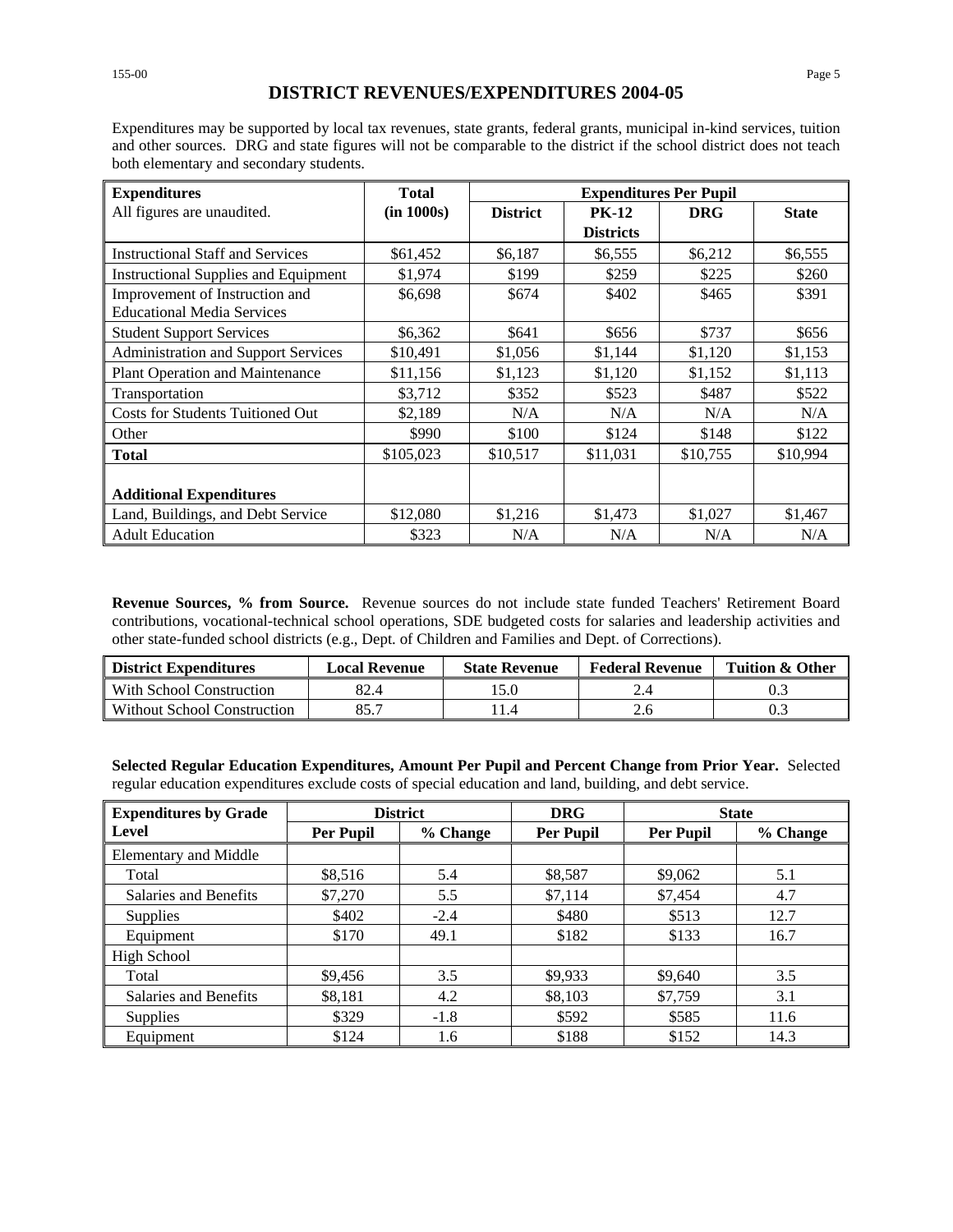## DISTRICT REVENUES/EXPENDITURES 2004-05

Expenditures may be supported by local tax revenues, state grants, federal grants, municipal in-kind services, tuition and other sources. DRG and state figures will not be comparable to the district if the school district does not teach both elementary and secondary students.

| Expenditures | Total | Expenditures Per Pupil | | | |
|---|---|---|---|---|---|
| All figures are unaudited. | (in 1000s) | District | PK-12 Districts | DRG | State |
| Instructional Staff and Services | $61,452 | $6,187 | $6,555 | $6,212 | $6,555 |
| Instructional Supplies and Equipment | $1,974 | $199 | $259 | $225 | $260 |
| Improvement of Instruction and Educational Media Services | $6,698 | $674 | $402 | $465 | $391 |
| Student Support Services | $6,362 | $641 | $656 | $737 | $656 |
| Administration and Support Services | $10,491 | $1,056 | $1,144 | $1,120 | $1,153 |
| Plant Operation and Maintenance | $11,156 | $1,123 | $1,120 | $1,152 | $1,113 |
| Transportation | $3,712 | $352 | $523 | $487 | $522 |
| Costs for Students Tuitioned Out | $2,189 | N/A | N/A | N/A | N/A |
| Other | $990 | $100 | $124 | $148 | $122 |
| **Total** | $105,023 | $10,517 | $11,031 | $10,755 | $10,994 |
| **Additional Expenditures** | | | | | |
| Land, Buildings, and Debt Service | $12,080 | $1,216 | $1,473 | $1,027 | $1,467 |
| Adult Education | $323 | N/A | N/A | N/A | N/A |

**Revenue Sources, % from Source.** Revenue sources do not include state funded Teachers' Retirement Board contributions, vocational-technical school operations, SDE budgeted costs for salaries and leadership activities and other state-funded school districts (e.g., Dept. of Children and Families and Dept. of Corrections).

| District Expenditures | Local Revenue | State Revenue | Federal Revenue | Tuition & Other |
|---|---|---|---|---|
| With School Construction | 82.4 | 15.0 | 2.4 | 0.3 |
| Without School Construction | 85.7 | 11.4 | 2.6 | 0.3 |

**Selected Regular Education Expenditures, Amount Per Pupil and Percent Change from Prior Year.** Selected regular education expenditures exclude costs of special education and land, building, and debt service.

| Expenditures by Grade Level | District | | DRG | State | |
|---|---|---|---|---|---|
| | Per Pupil | % Change | Per Pupil | Per Pupil | % Change |
| Elementary and Middle | | | | | |
| Total | $8,516 | 5.4 | $8,587 | $9,062 | 5.1 |
| Salaries and Benefits | $7,270 | 5.5 | $7,114 | $7,454 | 4.7 |
| Supplies | $402 | -2.4 | $480 | $513 | 12.7 |
| Equipment | $170 | 49.1 | $182 | $133 | 16.7 |
| High School | | | | | |
| Total | $9,456 | 3.5 | $9,933 | $9,640 | 3.5 |
| Salaries and Benefits | $8,181 | 4.2 | $8,103 | $7,759 | 3.1 |
| Supplies | $329 | -1.8 | $592 | $585 | 11.6 |
| Equipment | $124 | 1.6 | $188 | $152 | 14.3 |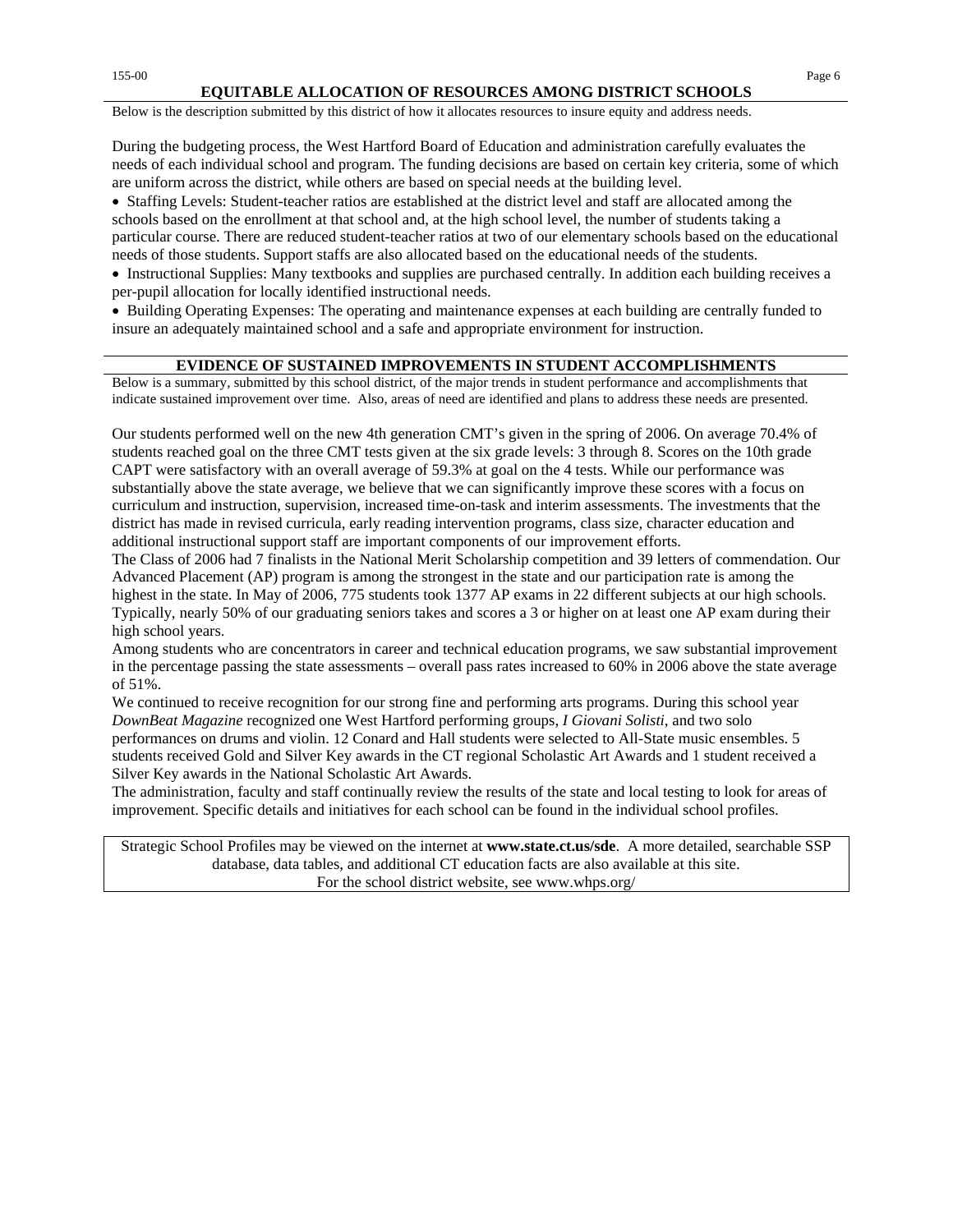## EQUITABLE ALLOCATION OF RESOURCES AMONG DISTRICT SCHOOLS

Below is the description submitted by this district of how it allocates resources to insure equity and address needs.

During the budgeting process, the West Hartford Board of Education and administration carefully evaluates the needs of each individual school and program. The funding decisions are based on certain key criteria, some of which are uniform across the district, while others are based on special needs at the building level.

- Staffing Levels: Student-teacher ratios are established at the district level and staff are allocated among the schools based on the enrollment at that school and, at the high school level, the number of students taking a particular course. There are reduced student-teacher ratios at two of our elementary schools based on the educational needs of those students. Support staffs are also allocated based on the educational needs of the students.
- Instructional Supplies: Many textbooks and supplies are purchased centrally. In addition each building receives a per-pupil allocation for locally identified instructional needs.
- Building Operating Expenses: The operating and maintenance expenses at each building are centrally funded to insure an adequately maintained school and a safe and appropriate environment for instruction.

## EVIDENCE OF SUSTAINED IMPROVEMENTS IN STUDENT ACCOMPLISHMENTS

Below is a summary, submitted by this school district, of the major trends in student performance and accomplishments that indicate sustained improvement over time. Also, areas of need are identified and plans to address these needs are presented.

Our students performed well on the new 4th generation CMT's given in the spring of 2006. On average 70.4% of students reached goal on the three CMT tests given at the six grade levels: 3 through 8. Scores on the 10th grade CAPT were satisfactory with an overall average of 59.3% at goal on the 4 tests. While our performance was substantially above the state average, we believe that we can significantly improve these scores with a focus on curriculum and instruction, supervision, increased time-on-task and interim assessments. The investments that the district has made in revised curricula, early reading intervention programs, class size, character education and additional instructional support staff are important components of our improvement efforts.

The Class of 2006 had 7 finalists in the National Merit Scholarship competition and 39 letters of commendation. Our Advanced Placement (AP) program is among the strongest in the state and our participation rate is among the highest in the state. In May of 2006, 775 students took 1377 AP exams in 22 different subjects at our high schools. Typically, nearly 50% of our graduating seniors takes and scores a 3 or higher on at least one AP exam during their high school years.

Among students who are concentrators in career and technical education programs, we saw substantial improvement in the percentage passing the state assessments – overall pass rates increased to 60% in 2006 above the state average of 51%.

We continued to receive recognition for our strong fine and performing arts programs. During this school year *DownBeat Magazine* recognized one West Hartford performing groups, *I Giovani Solisti*, and two solo performances on drums and violin. 12 Conard and Hall students were selected to All-State music ensembles. 5 students received Gold and Silver Key awards in the CT regional Scholastic Art Awards and 1 student received a Silver Key awards in the National Scholastic Art Awards.

The administration, faculty and staff continually review the results of the state and local testing to look for areas of improvement. Specific details and initiatives for each school can be found in the individual school profiles.

Strategic School Profiles may be viewed on the internet at **www.state.ct.us/sde**. A more detailed, searchable SSP database, data tables, and additional CT education facts are also available at this site.
For the school district website, see www.whps.org/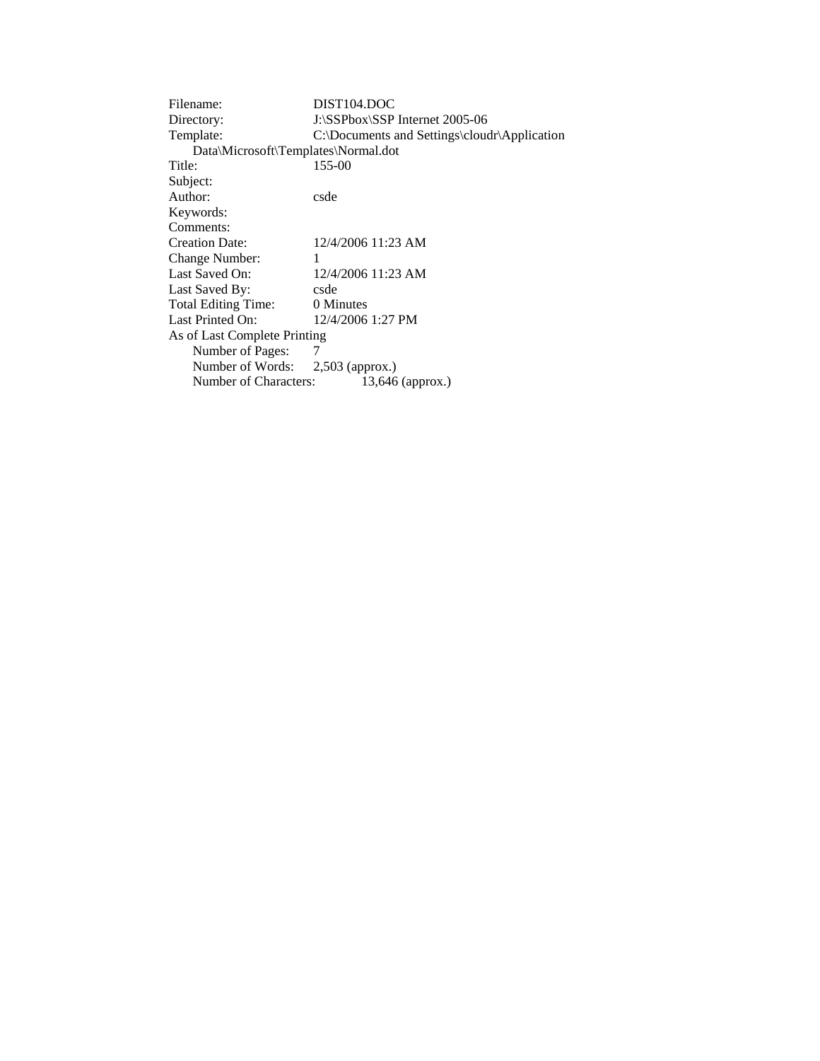Filename: DIST104.DOC
Directory: J:\SSPbox\SSP Internet 2005-06
Template: C:\Documents and Settings\cloudr\Application Data\Microsoft\Templates\Normal.dot
Title: 155-00
Subject:
Author: csde
Keywords:
Comments:
Creation Date: 12/4/2006 11:23 AM
Change Number: 1
Last Saved On: 12/4/2006 11:23 AM
Last Saved By: csde
Total Editing Time: 0 Minutes
Last Printed On: 12/4/2006 1:27 PM
As of Last Complete Printing
Number of Pages: 7
Number of Words: 2,503 (approx.)
Number of Characters: 13,646 (approx.)